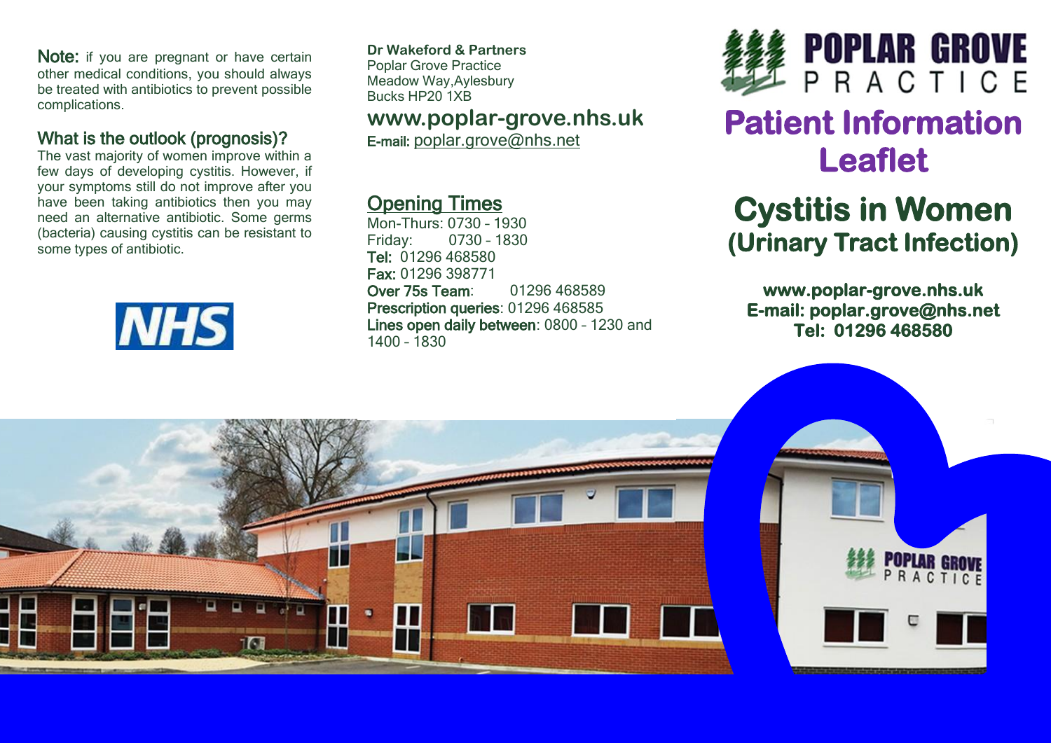**Note:** if you are pregnant or have certain other medical conditions, you should always be treated with antibiotics to prevent possible complications.

## What is the outlook (prognosis)?

The vast majority of women improve within a few days of developing cystitis. However, if your symptoms still do not improve after you have been taking antibiotics then you may need an alternative antibiotic. Some germs (bacteria) causing cystitis can be resistant to some types of antibiotic.

NHS

**Dr Wakeford & Partners**
Poplar Grove Practice
Meadow Way,Aylesbury
Bucks HP20 1XB

**www.poplar-grove.nhs.uk**
**E-mail:** poplar.grove@nhs.net

## Opening Times

Mon-Thurs: 0730 – 1930
Friday: 0730 – 1830
**Tel:** 01296 468580
**Fax:** 01296 398771
**Over 75s Team**: 01296 468589
**Prescription queries**: 01296 468585
**Lines open daily between**: 0800 – 1230 and 1400 – 1830

POPLAR GROVE PRACTICE

# Patient Information Leaflet

# Cystitis in Women (Urinary Tract Infection)

**www.poplar-grove.nhs.uk**
**E-mail: poplar.grove@nhs.net**
**Tel: 01296 468580**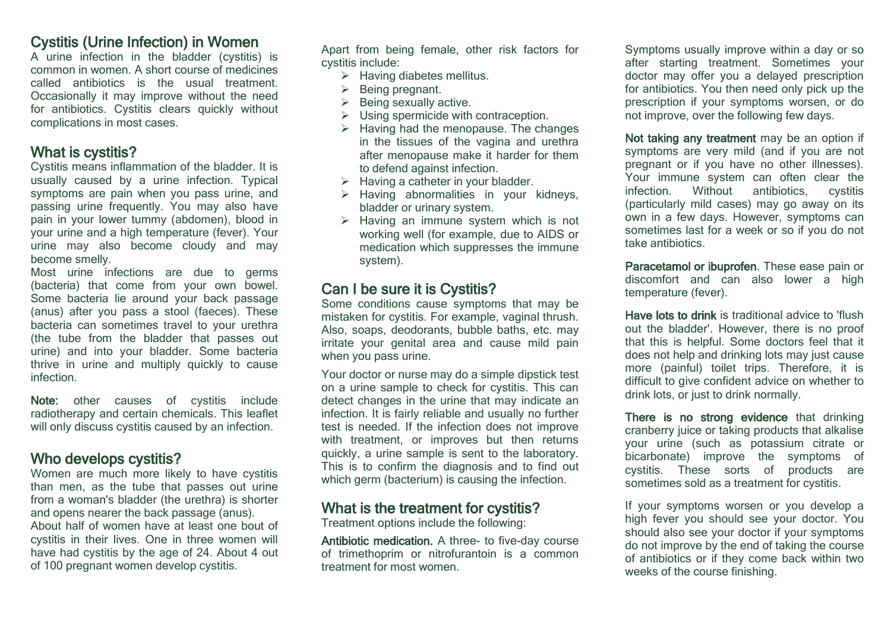## Cystitis (Urine Infection) in Women

A urine infection in the bladder (cystitis) is common in women. A short course of medicines called antibiotics is the usual treatment. Occasionally it may improve without the need for antibiotics. Cystitis clears quickly without complications in most cases.

## What is cystitis?

Cystitis means inflammation of the bladder. It is usually caused by a urine infection. Typical symptoms are pain when you pass urine, and passing urine frequently. You may also have pain in your lower tummy (abdomen), blood in your urine and a high temperature (fever). Your urine may also become cloudy and may become smelly.

Most urine infections are due to germs (bacteria) that come from your own bowel. Some bacteria lie around your back passage (anus) after you pass a stool (faeces). These bacteria can sometimes travel to your urethra (the tube from the bladder that passes out urine) and into your bladder. Some bacteria thrive in urine and multiply quickly to cause infection.

**Note:** other causes of cystitis include radiotherapy and certain chemicals. This leaflet will only discuss cystitis caused by an infection.

## Who develops cystitis?

Women are much more likely to have cystitis than men, as the tube that passes out urine from a woman's bladder (the urethra) is shorter and opens nearer the back passage (anus).

About half of women have at least one bout of cystitis in their lives. One in three women will have had cystitis by the age of 24. About 4 out of 100 pregnant women develop cystitis.

Apart from being female, other risk factors for cystitis include:

- Having diabetes mellitus.
- Being pregnant.
- Being sexually active.
- Using spermicide with contraception.
- Having had the menopause. The changes in the tissues of the vagina and urethra after menopause make it harder for them to defend against infection.
- Having a catheter in your bladder.
- Having abnormalities in your kidneys, bladder or urinary system.
- Having an immune system which is not working well (for example, due to AIDS or medication which suppresses the immune system).

## Can I be sure it is Cystitis?

Some conditions cause symptoms that may be mistaken for cystitis. For example, vaginal thrush. Also, soaps, deodorants, bubble baths, etc. may irritate your genital area and cause mild pain when you pass urine.

Your doctor or nurse may do a simple dipstick test on a urine sample to check for cystitis. This can detect changes in the urine that may indicate an infection. It is fairly reliable and usually no further test is needed. If the infection does not improve with treatment, or improves but then returns quickly, a urine sample is sent to the laboratory. This is to confirm the diagnosis and to find out which germ (bacterium) is causing the infection.

## What is the treatment for cystitis?

Treatment options include the following:

**Antibiotic medication.** A three- to five-day course of trimethoprim or nitrofurantoin is a common treatment for most women.

Symptoms usually improve within a day or so after starting treatment. Sometimes your doctor may offer you a delayed prescription for antibiotics. You then need only pick up the prescription if your symptoms worsen, or do not improve, over the following few days.

**Not taking any treatment** may be an option if symptoms are very mild (and if you are not pregnant or if you have no other illnesses). Your immune system can often clear the infection. Without antibiotics, cystitis (particularly mild cases) may go away on its own in a few days. However, symptoms can sometimes last for a week or so if you do not take antibiotics.

**Paracetamol or ibuprofen**. These ease pain or discomfort and can also lower a high temperature (fever).

**Have lots to drink** is traditional advice to 'flush out the bladder'. However, there is no proof that this is helpful. Some doctors feel that it does not help and drinking lots may just cause more (painful) toilet trips. Therefore, it is difficult to give confident advice on whether to drink lots, or just to drink normally.

**There is no strong evidence** that drinking cranberry juice or taking products that alkalise your urine (such as potassium citrate or bicarbonate) improve the symptoms of cystitis. These sorts of products are sometimes sold as a treatment for cystitis.

If your symptoms worsen or you develop a high fever you should see your doctor. You should also see your doctor if your symptoms do not improve by the end of taking the course of antibiotics or if they come back within two weeks of the course finishing.